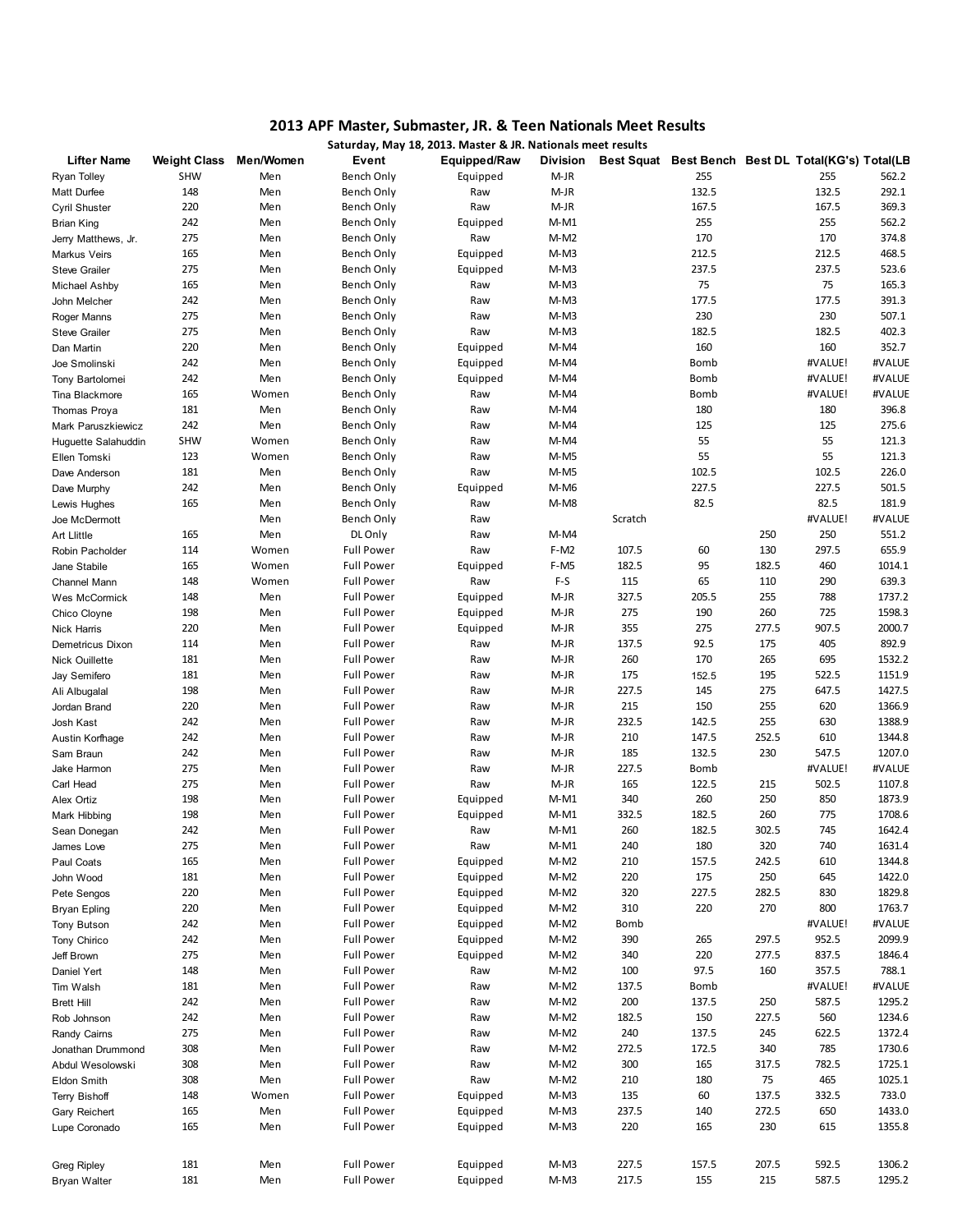# 2013 APF Master, Submaster, JR. & Teen Nationals Meet Results

**Saturday, May 18, 2013. Master & JR. Nationals meet results**

| Lifter Name | Weight Class | Men/Women | Event | Equipped/Raw | Division | Best Squat | Best Bench | Best DL | Total(KG's) | Total(LB |
|---|---|---|---|---|---|---|---|---|---|---|
| Ryan Tolley | SHW | Men | Bench Only | Equipped | M-JR | | 255 | | 255 | 562.2 |
| Matt Durfee | 148 | Men | Bench Only | Raw | M-JR | | 132.5 | | 132.5 | 292.1 |
| Cyril Shuster | 220 | Men | Bench Only | Raw | M-JR | | 167.5 | | 167.5 | 369.3 |
| Brian King | 242 | Men | Bench Only | Equipped | M-M1 | | 255 | | 255 | 562.2 |
| Jerry Matthews, Jr. | 275 | Men | Bench Only | Raw | M-M2 | | 170 | | 170 | 374.8 |
| Markus Veirs | 165 | Men | Bench Only | Equipped | M-M3 | | 212.5 | | 212.5 | 468.5 |
| Steve Grailer | 275 | Men | Bench Only | Equipped | M-M3 | | 237.5 | | 237.5 | 523.6 |
| Michael Ashby | 165 | Men | Bench Only | Raw | M-M3 | | 75 | | 75 | 165.3 |
| John Melcher | 242 | Men | Bench Only | Raw | M-M3 | | 177.5 | | 177.5 | 391.3 |
| Roger Manns | 275 | Men | Bench Only | Raw | M-M3 | | 230 | | 230 | 507.1 |
| Steve Grailer | 275 | Men | Bench Only | Raw | M-M3 | | 182.5 | | 182.5 | 402.3 |
| Dan Martin | 220 | Men | Bench Only | Equipped | M-M4 | | 160 | | 160 | 352.7 |
| Joe Smolinski | 242 | Men | Bench Only | Equipped | M-M4 | | Bomb | | #VALUE! | #VALUE |
| Tony Bartolomei | 242 | Men | Bench Only | Equipped | M-M4 | | Bomb | | #VALUE! | #VALUE |
| Tina Blackmore | 165 | Women | Bench Only | Raw | M-M4 | | Bomb | | #VALUE! | #VALUE |
| Thomas Proya | 181 | Men | Bench Only | Raw | M-M4 | | 180 | | 180 | 396.8 |
| Mark Paruszkiewicz | 242 | Men | Bench Only | Raw | M-M4 | | 125 | | 125 | 275.6 |
| Huguette Salahuddin | SHW | Women | Bench Only | Raw | M-M4 | | 55 | | 55 | 121.3 |
| Ellen Tomski | 123 | Women | Bench Only | Raw | M-M5 | | 55 | | 55 | 121.3 |
| Dave Anderson | 181 | Men | Bench Only | Raw | M-M5 | | 102.5 | | 102.5 | 226.0 |
| Dave Murphy | 242 | Men | Bench Only | Equipped | M-M6 | | 227.5 | | 227.5 | 501.5 |
| Lewis Hughes | 165 | Men | Bench Only | Raw | M-M8 | | 82.5 | | 82.5 | 181.9 |
| Joe McDermott | | Men | Bench Only | Raw | | Scratch | | | #VALUE! | #VALUE |
| Art Llittle | 165 | Men | DL Only | Raw | M-M4 | | | 250 | 250 | 551.2 |
| Robin Pacholder | 114 | Women | Full Power | Raw | F-M2 | 107.5 | 60 | 130 | 297.5 | 655.9 |
| Jane Stabile | 165 | Women | Full Power | Equipped | F-M5 | 182.5 | 95 | 182.5 | 460 | 1014.1 |
| Channel Mann | 148 | Women | Full Power | Raw | F-S | 115 | 65 | 110 | 290 | 639.3 |
| Wes McCormick | 148 | Men | Full Power | Equipped | M-JR | 327.5 | 205.5 | 255 | 788 | 1737.2 |
| Chico Cloyne | 198 | Men | Full Power | Equipped | M-JR | 275 | 190 | 260 | 725 | 1598.3 |
| Nick Harris | 220 | Men | Full Power | Equipped | M-JR | 355 | 275 | 277.5 | 907.5 | 2000.7 |
| Demetricus Dixon | 114 | Men | Full Power | Raw | M-JR | 137.5 | 92.5 | 175 | 405 | 892.9 |
| Nick Ouillette | 181 | Men | Full Power | Raw | M-JR | 260 | 170 | 265 | 695 | 1532.2 |
| Jay Semifero | 181 | Men | Full Power | Raw | M-JR | 175 | 152.5 | 195 | 522.5 | 1151.9 |
| Ali Albugalal | 198 | Men | Full Power | Raw | M-JR | 227.5 | 145 | 275 | 647.5 | 1427.5 |
| Jordan Brand | 220 | Men | Full Power | Raw | M-JR | 215 | 150 | 255 | 620 | 1366.9 |
| Josh Kast | 242 | Men | Full Power | Raw | M-JR | 232.5 | 142.5 | 255 | 630 | 1388.9 |
| Austin Korfhage | 242 | Men | Full Power | Raw | M-JR | 210 | 147.5 | 252.5 | 610 | 1344.8 |
| Sam Braun | 242 | Men | Full Power | Raw | M-JR | 185 | 132.5 | 230 | 547.5 | 1207.0 |
| Jake Harmon | 275 | Men | Full Power | Raw | M-JR | 227.5 | Bomb | | #VALUE! | #VALUE |
| Carl Head | 275 | Men | Full Power | Raw | M-JR | 165 | 122.5 | 215 | 502.5 | 1107.8 |
| Alex Ortiz | 198 | Men | Full Power | Equipped | M-M1 | 340 | 260 | 250 | 850 | 1873.9 |
| Mark Hibbing | 198 | Men | Full Power | Equipped | M-M1 | 332.5 | 182.5 | 260 | 775 | 1708.6 |
| Sean Donegan | 242 | Men | Full Power | Raw | M-M1 | 260 | 182.5 | 302.5 | 745 | 1642.4 |
| James Love | 275 | Men | Full Power | Raw | M-M1 | 240 | 180 | 320 | 740 | 1631.4 |
| Paul Coats | 165 | Men | Full Power | Equipped | M-M2 | 210 | 157.5 | 242.5 | 610 | 1344.8 |
| John Wood | 181 | Men | Full Power | Equipped | M-M2 | 220 | 175 | 250 | 645 | 1422.0 |
| Pete Sengos | 220 | Men | Full Power | Equipped | M-M2 | 320 | 227.5 | 282.5 | 830 | 1829.8 |
| Bryan Epling | 220 | Men | Full Power | Equipped | M-M2 | 310 | 220 | 270 | 800 | 1763.7 |
| Tony Butson | 242 | Men | Full Power | Equipped | M-M2 | Bomb | | | #VALUE! | #VALUE |
| Tony Chirico | 242 | Men | Full Power | Equipped | M-M2 | 390 | 265 | 297.5 | 952.5 | 2099.9 |
| Jeff Brown | 275 | Men | Full Power | Equipped | M-M2 | 340 | 220 | 277.5 | 837.5 | 1846.4 |
| Daniel Yert | 148 | Men | Full Power | Raw | M-M2 | 100 | 97.5 | 160 | 357.5 | 788.1 |
| Tim Walsh | 181 | Men | Full Power | Raw | M-M2 | 137.5 | Bomb | | #VALUE! | #VALUE |
| Brett Hill | 242 | Men | Full Power | Raw | M-M2 | 200 | 137.5 | 250 | 587.5 | 1295.2 |
| Rob Johnson | 242 | Men | Full Power | Raw | M-M2 | 182.5 | 150 | 227.5 | 560 | 1234.6 |
| Randy Cairns | 275 | Men | Full Power | Raw | M-M2 | 240 | 137.5 | 245 | 622.5 | 1372.4 |
| Jonathan Drummond | 308 | Men | Full Power | Raw | M-M2 | 272.5 | 172.5 | 340 | 785 | 1730.6 |
| Abdul Wesolowski | 308 | Men | Full Power | Raw | M-M2 | 300 | 165 | 317.5 | 782.5 | 1725.1 |
| Eldon Smith | 308 | Men | Full Power | Raw | M-M2 | 210 | 180 | 75 | 465 | 1025.1 |
| Terry Bishoff | 148 | Women | Full Power | Equipped | M-M3 | 135 | 60 | 137.5 | 332.5 | 733.0 |
| Gary Reichert | 165 | Men | Full Power | Equipped | M-M3 | 237.5 | 140 | 272.5 | 650 | 1433.0 |
| Lupe Coronado | 165 | Men | Full Power | Equipped | M-M3 | 220 | 165 | 230 | 615 | 1355.8 |
| Greg Ripley | 181 | Men | Full Power | Equipped | M-M3 | 227.5 | 157.5 | 207.5 | 592.5 | 1306.2 |
| Bryan Walter | 181 | Men | Full Power | Equipped | M-M3 | 217.5 | 155 | 215 | 587.5 | 1295.2 |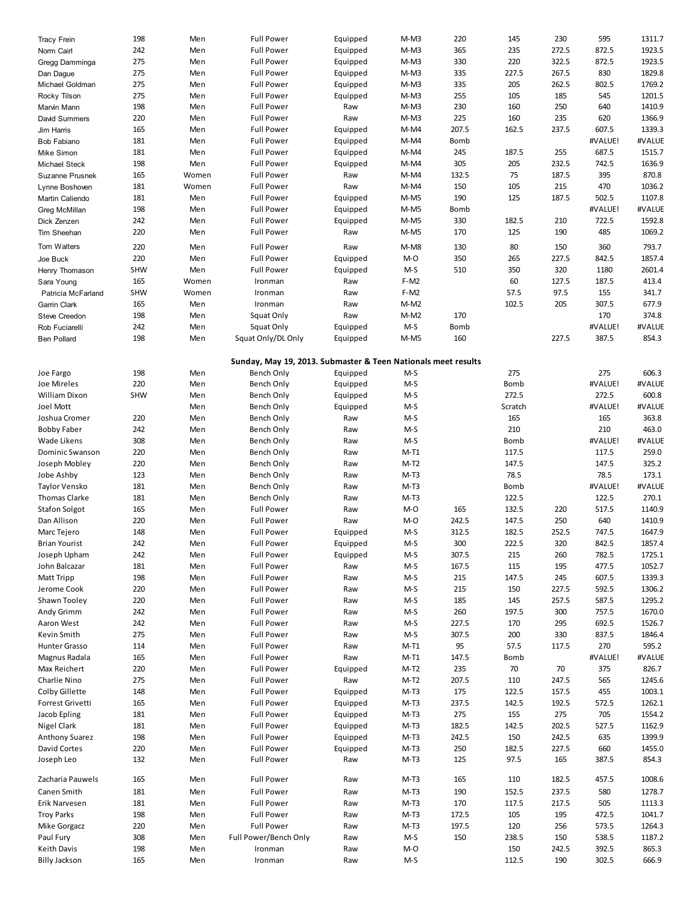| | | | | | | | | | | |
|---|---|---|---|---|---|---|---|---|---|---|
| Tracy Frein | 198 | Men | Full Power | Equipped | M-M3 | 220 | 145 | 230 | 595 | 1311.7 |
| Norm Cairl | 242 | Men | Full Power | Equipped | M-M3 | 365 | 235 | 272.5 | 872.5 | 1923.5 |
| Gregg Damminga | 275 | Men | Full Power | Equipped | M-M3 | 330 | 220 | 322.5 | 872.5 | 1923.5 |
| Dan Dague | 275 | Men | Full Power | Equipped | M-M3 | 335 | 227.5 | 267.5 | 830 | 1829.8 |
| Michael Goldman | 275 | Men | Full Power | Equipped | M-M3 | 335 | 205 | 262.5 | 802.5 | 1769.2 |
| Rocky Tilson | 275 | Men | Full Power | Equipped | M-M3 | 255 | 105 | 185 | 545 | 1201.5 |
| Marvin Mann | 198 | Men | Full Power | Raw | M-M3 | 230 | 160 | 250 | 640 | 1410.9 |
| David Summers | 220 | Men | Full Power | Raw | M-M3 | 225 | 160 | 235 | 620 | 1366.9 |
| Jim Harris | 165 | Men | Full Power | Equipped | M-M4 | 207.5 | 162.5 | 237.5 | 607.5 | 1339.3 |
| Bob Fabiano | 181 | Men | Full Power | Equipped | M-M4 | Bomb | | | #VALUE! | #VALUE |
| Mike Simon | 181 | Men | Full Power | Equipped | M-M4 | 245 | 187.5 | 255 | 687.5 | 1515.7 |
| Michael Steck | 198 | Men | Full Power | Equipped | M-M4 | 305 | 205 | 232.5 | 742.5 | 1636.9 |
| Suzanne Prusnek | 165 | Women | Full Power | Raw | M-M4 | 132.5 | 75 | 187.5 | 395 | 870.8 |
| Lynne Boshoven | 181 | Women | Full Power | Raw | M-M4 | 150 | 105 | 215 | 470 | 1036.2 |
| Martin Caliendo | 181 | Men | Full Power | Equipped | M-M5 | 190 | 125 | 187.5 | 502.5 | 1107.8 |
| Greg McMillan | 198 | Men | Full Power | Equipped | M-M5 | Bomb | | | #VALUE! | #VALUE |
| Dick Zenzen | 242 | Men | Full Power | Equipped | M-M5 | 330 | 182.5 | 210 | 722.5 | 1592.8 |
| Tim Sheehan | 220 | Men | Full Power | Raw | M-M5 | 170 | 125 | 190 | 485 | 1069.2 |
| Tom Walters | 220 | Men | Full Power | Raw | M-M8 | 130 | 80 | 150 | 360 | 793.7 |
| Joe Buck | 220 | Men | Full Power | Equipped | M-O | 350 | 265 | 227.5 | 842.5 | 1857.4 |
| Henry Thomason | SHW | Men | Full Power | Equipped | M-S | 510 | 350 | 320 | 1180 | 2601.4 |
| Sara Young | 165 | Women | Ironman | Raw | F-M2 | | 60 | 127.5 | 187.5 | 413.4 |
| Patricia McFarland | SHW | Women | Ironman | Raw | F-M2 | | 57.5 | 97.5 | 155 | 341.7 |
| Garrin Clark | 165 | Men | Ironman | Raw | M-M2 | | 102.5 | 205 | 307.5 | 677.9 |
| Steve Creedon | 198 | Men | Squat Only | Raw | M-M2 | 170 | | | 170 | 374.8 |
| Rob Fuciarelli | 242 | Men | Squat Only | Equipped | M-S | Bomb | | | #VALUE! | #VALUE |
| Ben Pollard | 198 | Men | Squat Only/DL Only | Equipped | M-M5 | 160 | | 227.5 | 387.5 | 854.3 |

**Sunday, May 19, 2013. Submaster & Teen Nationals meet results**

| | | | | | | | | | | |
|---|---|---|---|---|---|---|---|---|---|---|
| Joe Fargo | 198 | Men | Bench Only | Equipped | M-S | | 275 | | 275 | 606.3 |
| Joe Mireles | 220 | Men | Bench Only | Equipped | M-S | | Bomb | | #VALUE! | #VALUE |
| William Dixon | SHW | Men | Bench Only | Equipped | M-S | | 272.5 | | 272.5 | 600.8 |
| Joel Mott | | Men | Bench Only | Equipped | M-S | | Scratch | | #VALUE! | #VALUE |
| Joshua Cromer | 220 | Men | Bench Only | Raw | M-S | | 165 | | 165 | 363.8 |
| Bobby Faber | 242 | Men | Bench Only | Raw | M-S | | 210 | | 210 | 463.0 |
| Wade Likens | 308 | Men | Bench Only | Raw | M-S | | Bomb | | #VALUE! | #VALUE |
| Dominic Swanson | 220 | Men | Bench Only | Raw | M-T1 | | 117.5 | | 117.5 | 259.0 |
| Joseph Mobley | 220 | Men | Bench Only | Raw | M-T2 | | 147.5 | | 147.5 | 325.2 |
| Jobe Ashby | 123 | Men | Bench Only | Raw | M-T3 | | 78.5 | | 78.5 | 173.1 |
| Taylor Vensko | 181 | Men | Bench Only | Raw | M-T3 | | Bomb | | #VALUE! | #VALUE |
| Thomas Clarke | 181 | Men | Bench Only | Raw | M-T3 | | 122.5 | | 122.5 | 270.1 |
| Stafon Solgot | 165 | Men | Full Power | Raw | M-O | 165 | 132.5 | 220 | 517.5 | 1140.9 |
| Dan Allison | 220 | Men | Full Power | Raw | M-O | 242.5 | 147.5 | 250 | 640 | 1410.9 |
| Marc Tejero | 148 | Men | Full Power | Equipped | M-S | 312.5 | 182.5 | 252.5 | 747.5 | 1647.9 |
| Brian Yourist | 242 | Men | Full Power | Equipped | M-S | 300 | 222.5 | 320 | 842.5 | 1857.4 |
| Joseph Upham | 242 | Men | Full Power | Equipped | M-S | 307.5 | 215 | 260 | 782.5 | 1725.1 |
| John Balcazar | 181 | Men | Full Power | Raw | M-S | 167.5 | 115 | 195 | 477.5 | 1052.7 |
| Matt Tripp | 198 | Men | Full Power | Raw | M-S | 215 | 147.5 | 245 | 607.5 | 1339.3 |
| Jerome Cook | 220 | Men | Full Power | Raw | M-S | 215 | 150 | 227.5 | 592.5 | 1306.2 |
| Shawn Tooley | 220 | Men | Full Power | Raw | M-S | 185 | 145 | 257.5 | 587.5 | 1295.2 |
| Andy Grimm | 242 | Men | Full Power | Raw | M-S | 260 | 197.5 | 300 | 757.5 | 1670.0 |
| Aaron West | 242 | Men | Full Power | Raw | M-S | 227.5 | 170 | 295 | 692.5 | 1526.7 |
| Kevin Smith | 275 | Men | Full Power | Raw | M-S | 307.5 | 200 | 330 | 837.5 | 1846.4 |
| Hunter Grasso | 114 | Men | Full Power | Raw | M-T1 | 95 | 57.5 | 117.5 | 270 | 595.2 |
| Magnus Radala | 165 | Men | Full Power | Raw | M-T1 | 147.5 | Bomb | | #VALUE! | #VALUE |
| Max Reichert | 220 | Men | Full Power | Equipped | M-T2 | 235 | 70 | 70 | 375 | 826.7 |
| Charlie Nino | 275 | Men | Full Power | Raw | M-T2 | 207.5 | 110 | 247.5 | 565 | 1245.6 |
| Colby Gillette | 148 | Men | Full Power | Equipped | M-T3 | 175 | 122.5 | 157.5 | 455 | 1003.1 |
| Forrest Grivetti | 165 | Men | Full Power | Equipped | M-T3 | 237.5 | 142.5 | 192.5 | 572.5 | 1262.1 |
| Jacob Epling | 181 | Men | Full Power | Equipped | M-T3 | 275 | 155 | 275 | 705 | 1554.2 |
| Nigel Clark | 181 | Men | Full Power | Equipped | M-T3 | 182.5 | 142.5 | 202.5 | 527.5 | 1162.9 |
| Anthony Suarez | 198 | Men | Full Power | Equipped | M-T3 | 242.5 | 150 | 242.5 | 635 | 1399.9 |
| David Cortes | 220 | Men | Full Power | Equipped | M-T3 | 250 | 182.5 | 227.5 | 660 | 1455.0 |
| Joseph Leo | 132 | Men | Full Power | Raw | M-T3 | 125 | 97.5 | 165 | 387.5 | 854.3 |
| Zacharia Pauwels | 165 | Men | Full Power | Raw | M-T3 | 165 | 110 | 182.5 | 457.5 | 1008.6 |
| Canen Smith | 181 | Men | Full Power | Raw | M-T3 | 190 | 152.5 | 237.5 | 580 | 1278.7 |
| Erik Narvesen | 181 | Men | Full Power | Raw | M-T3 | 170 | 117.5 | 217.5 | 505 | 1113.3 |
| Troy Parks | 198 | Men | Full Power | Raw | M-T3 | 172.5 | 105 | 195 | 472.5 | 1041.7 |
| Mike Gorgacz | 220 | Men | Full Power | Raw | M-T3 | 197.5 | 120 | 256 | 573.5 | 1264.3 |
| Paul Fury | 308 | Men | Full Power/Bench Only | Raw | M-S | 150 | 238.5 | 150 | 538.5 | 1187.2 |
| Keith Davis | 198 | Men | Ironman | Raw | M-O | | 150 | 242.5 | 392.5 | 865.3 |
| Billy Jackson | 165 | Men | Ironman | Raw | M-S | | 112.5 | 190 | 302.5 | 666.9 |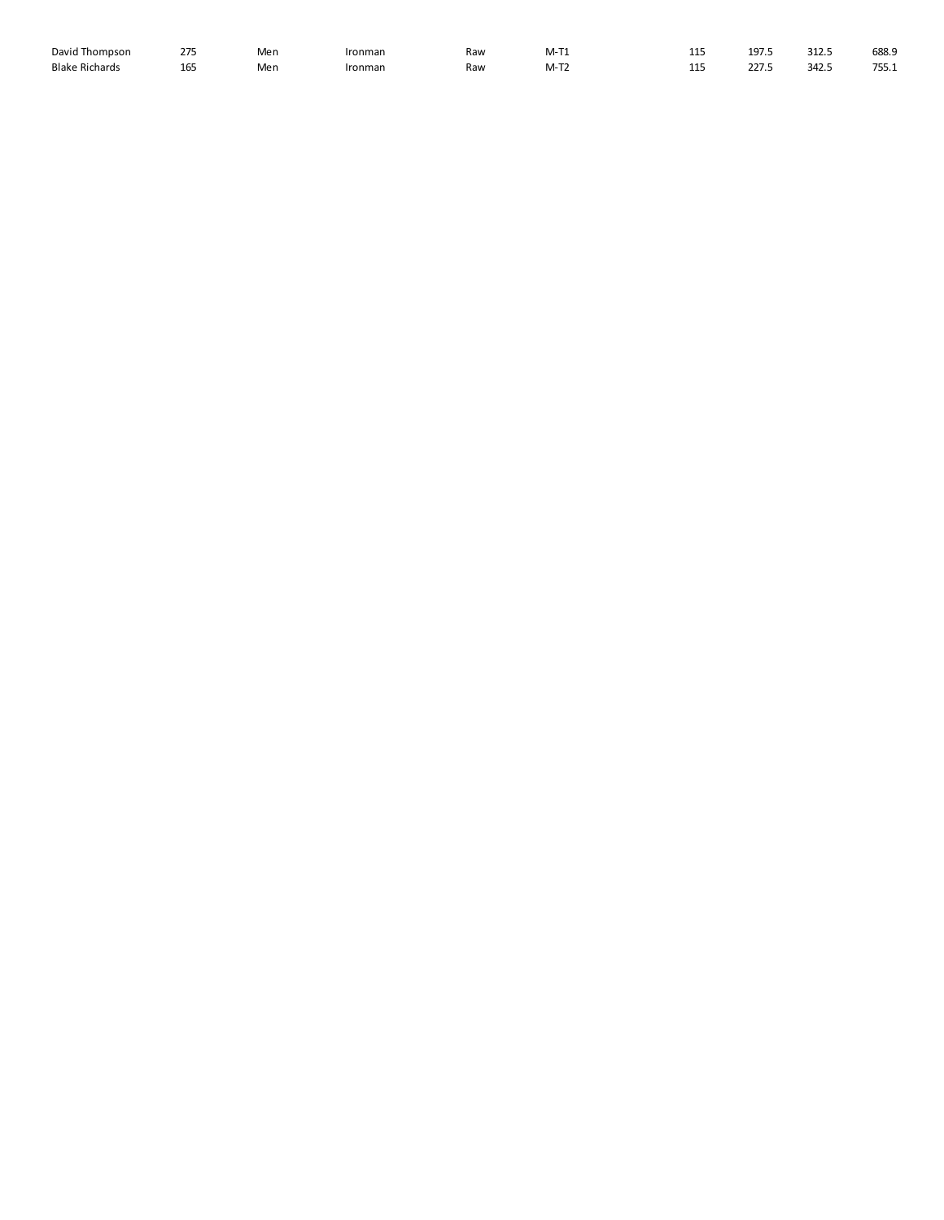| | | | | | | | | | |
|---|---|---|---|---|---|---|---|---|---|
| David Thompson | 275 | Men | Ironman | Raw | M-T1 | 115 | 197.5 | 312.5 | 688.9 |
| Blake Richards | 165 | Men | Ironman | Raw | M-T2 | 115 | 227.5 | 342.5 | 755.1 |